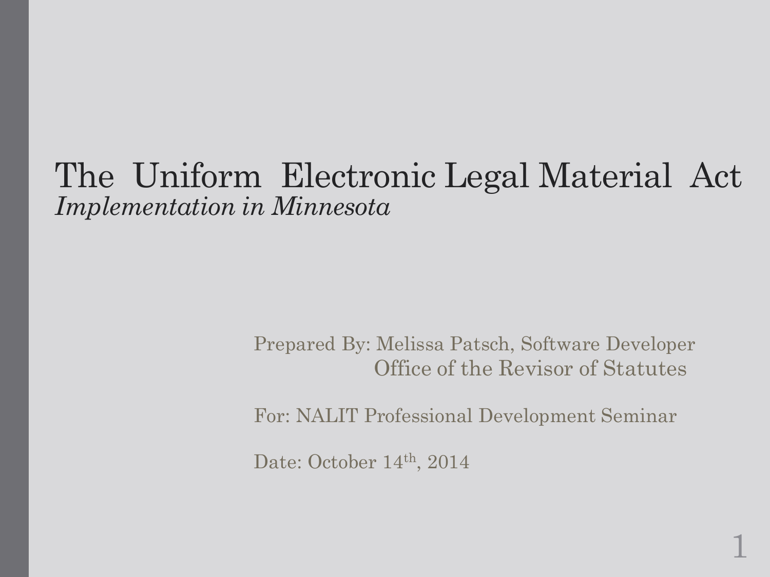# The Uniform Electronic Legal Material Act

*Implementation in Minnesota*

Prepared By: Melissa Patsch, Software Developer
Office of the Revisor of Statutes

For: NALIT Professional Development Seminar

Date: October 14th, 2014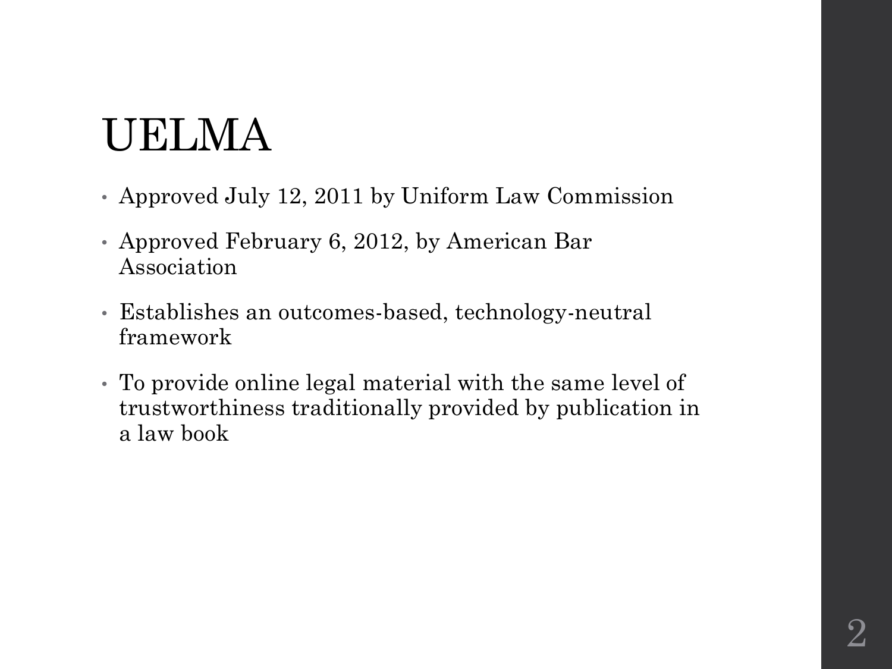# UELMA

- Approved July 12, 2011 by Uniform Law Commission
- Approved February 6, 2012, by American Bar Association
- Establishes an outcomes-based, technology-neutral framework
- To provide online legal material with the same level of trustworthiness traditionally provided by publication in a law book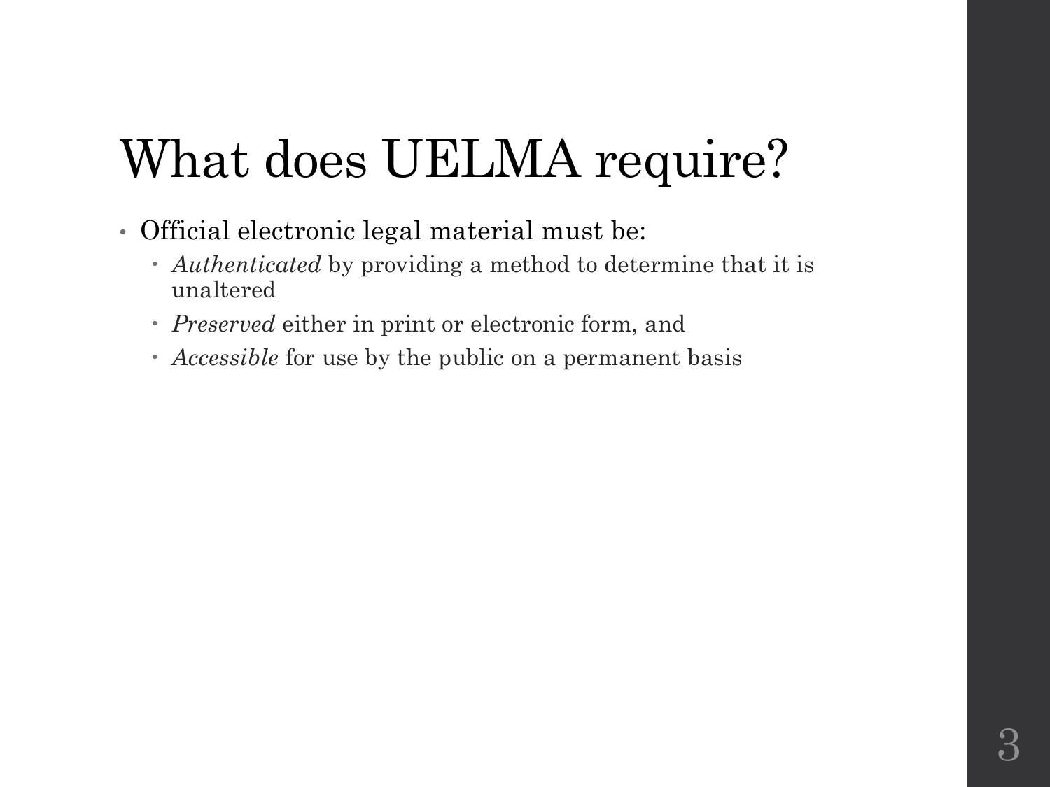# What does UELMA require?

- Official electronic legal material must be:
  - *Authenticated* by providing a method to determine that it is unaltered
  - *Preserved* either in print or electronic form, and
  - *Accessible* for use by the public on a permanent basis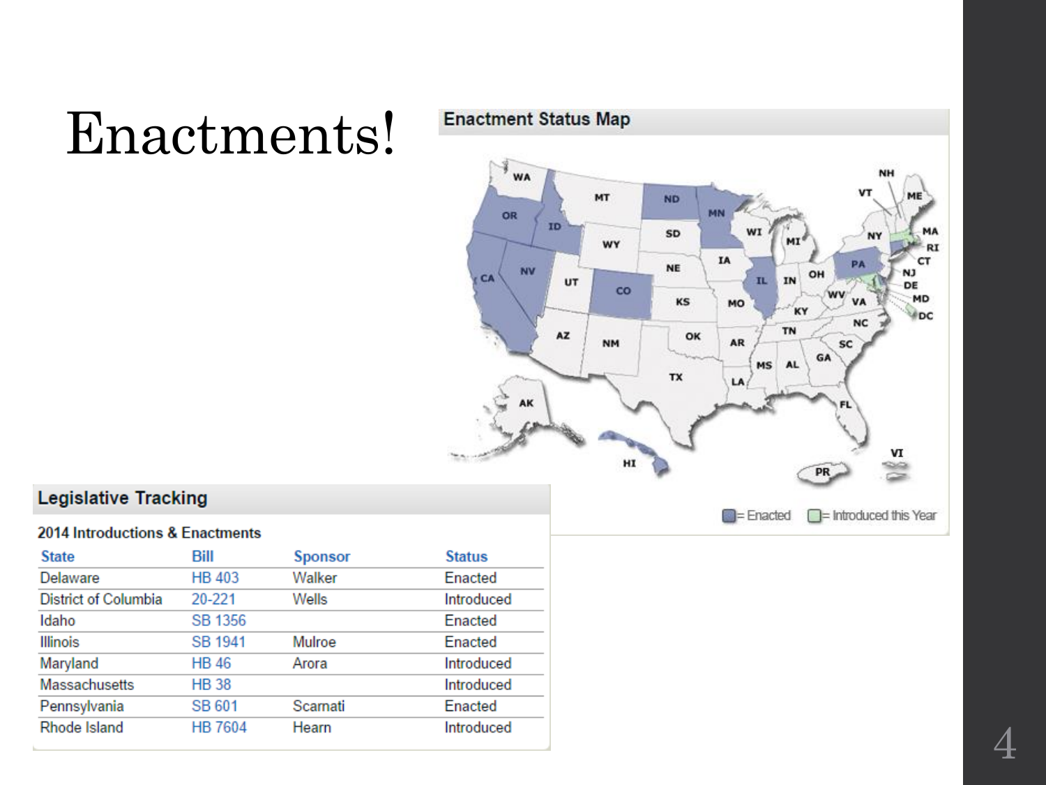# Enactments!

## Enactment Status Map

■ = Enacted ■ = Introduced this Year

## Legislative Tracking

### 2014 Introductions & Enactments

| State | Bill | Sponsor | Status |
|---|---|---|---|
| Delaware | HB 403 | Walker | Enacted |
| District of Columbia | 20-221 | Wells | Introduced |
| Idaho | SB 1356 | | Enacted |
| Illinois | SB 1941 | Mulroe | Enacted |
| Maryland | HB 46 | Arora | Introduced |
| Massachusetts | HB 38 | | Introduced |
| Pennsylvania | SB 601 | Scarnati | Enacted |
| Rhode Island | HB 7604 | Hearn | Introduced |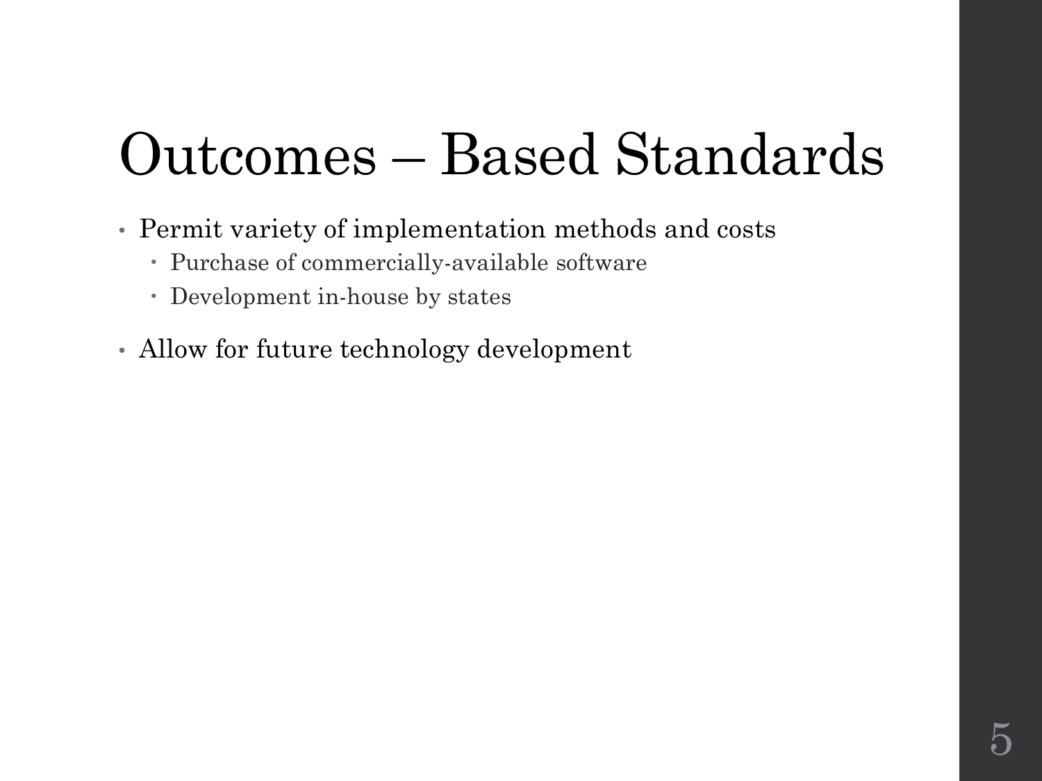# Outcomes – Based Standards

- Permit variety of implementation methods and costs
  - Purchase of commercially-available software
  - Development in-house by states
- Allow for future technology development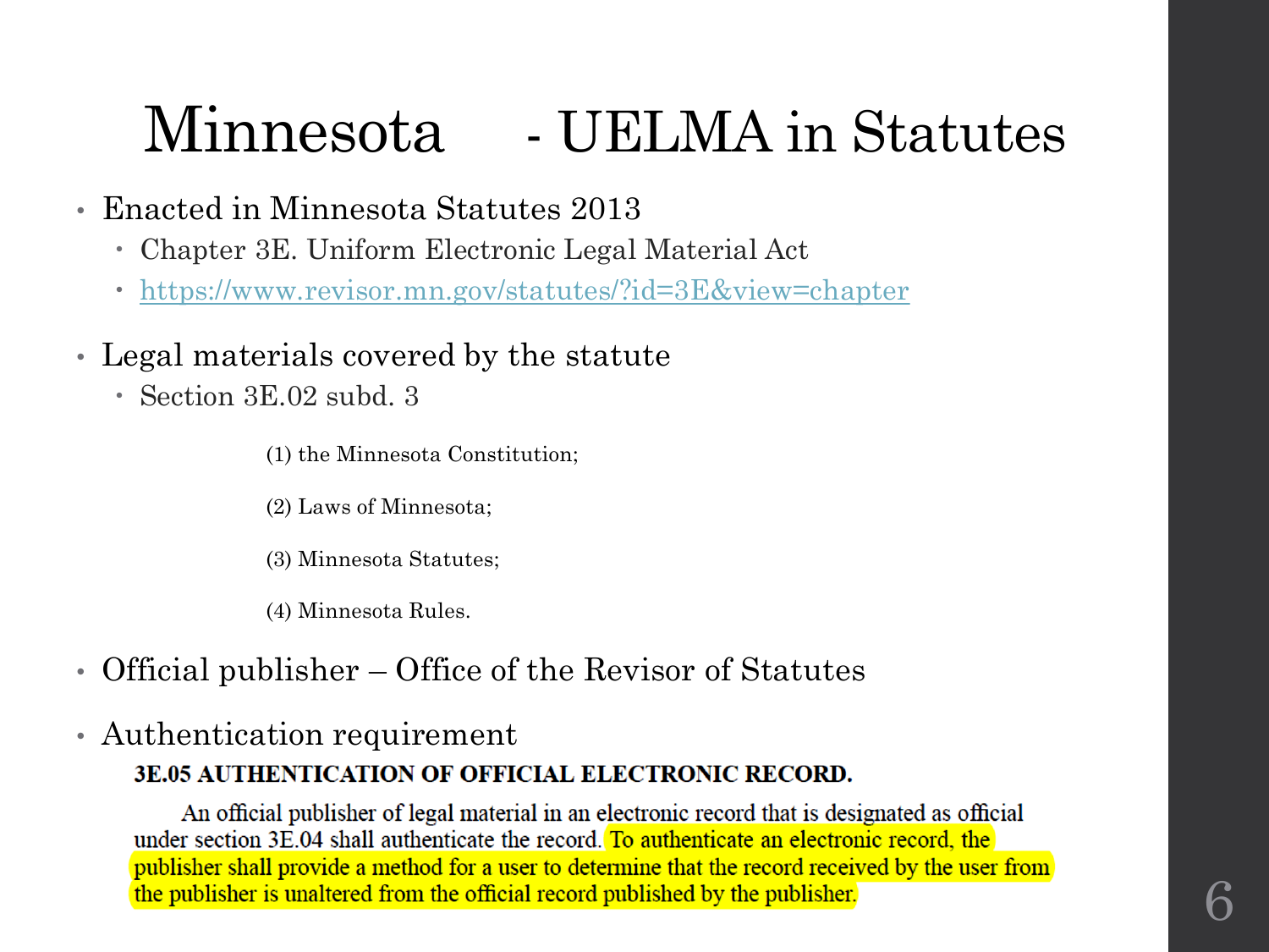# Minnesota - UELMA in Statutes

- Enacted in Minnesota Statutes 2013
  - Chapter 3E. Uniform Electronic Legal Material Act
  - https://www.revisor.mn.gov/statutes/?id=3E&view=chapter
- Legal materials covered by the statute
  - Section 3E.02 subd. 3

    (1) the Minnesota Constitution;

    (2) Laws of Minnesota;

    (3) Minnesota Statutes;

    (4) Minnesota Rules.

- Official publisher – Office of the Revisor of Statutes
- Authentication requirement

**3E.05 AUTHENTICATION OF OFFICIAL ELECTRONIC RECORD.**

An official publisher of legal material in an electronic record that is designated as official under section 3E.04 shall authenticate the record. To authenticate an electronic record, the publisher shall provide a method for a user to determine that the record received by the user from the publisher is unaltered from the official record published by the publisher.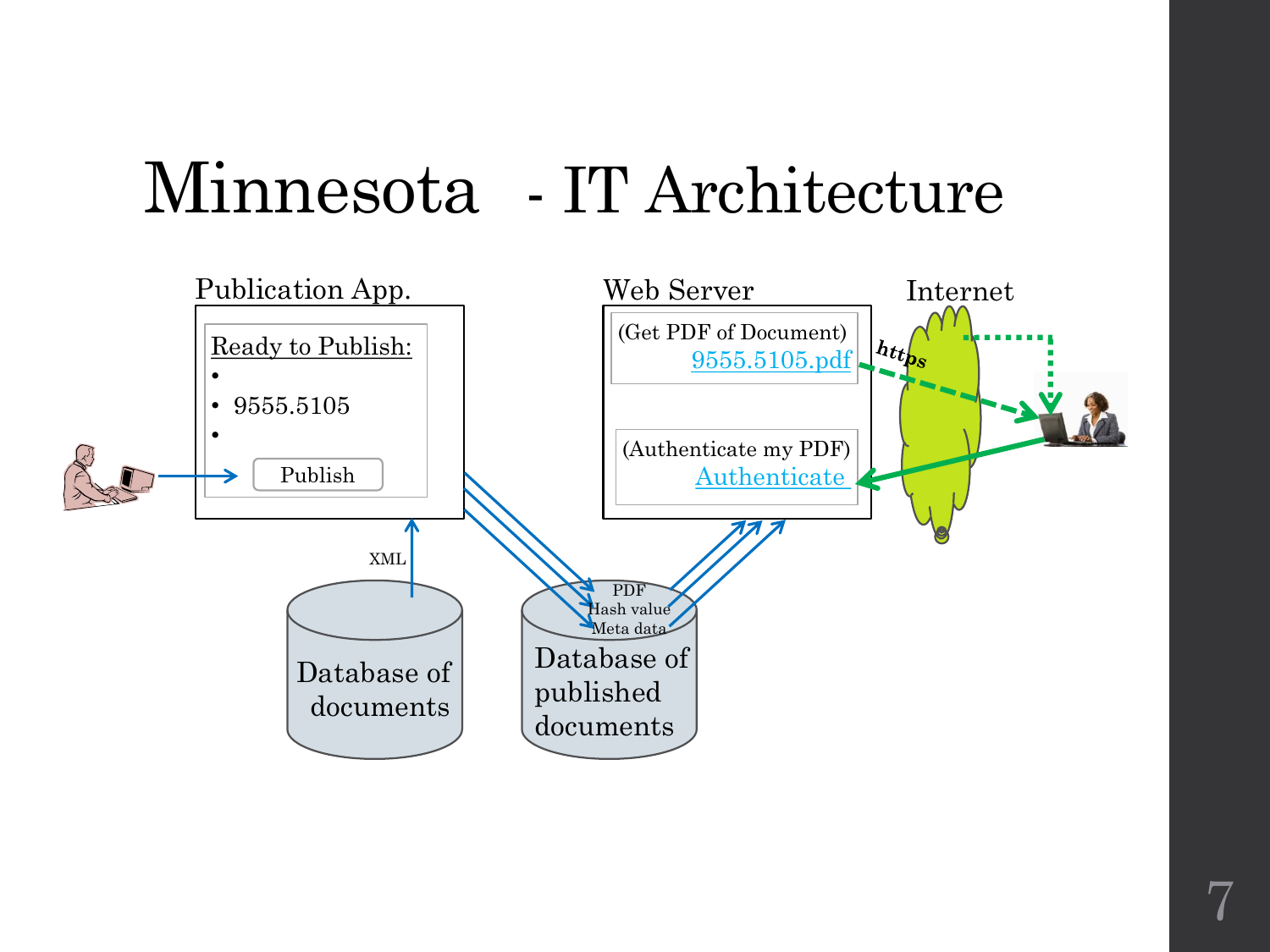# Minnesota - IT Architecture

Publication App.

Ready to Publish:

- 
- 9555.5105
- 

Publish

XML

Database of documents

PDF
Hash value
Meta data

Database of published documents

Web Server

(Get PDF of Document)
9555.5105.pdf

(Authenticate my PDF)
Authenticate

https

Internet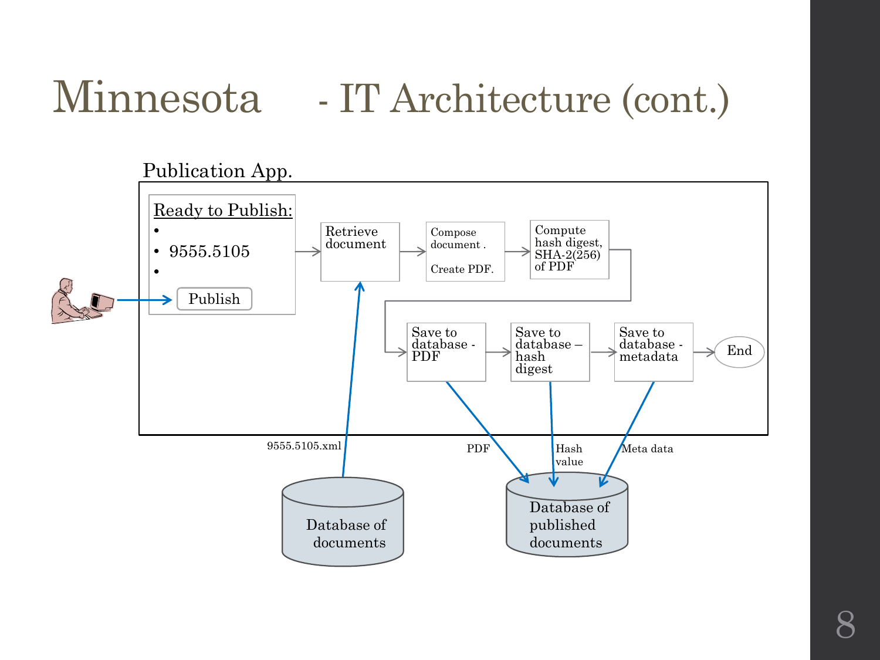# Minnesota - IT Architecture (cont.)

Publication App.

**Ready to Publish:**

- 
- 9555.5105
- 

Publish

Retrieve document

Compose document .

Create PDF.

Compute hash digest, SHA-2(256) of PDF

Save to database - PDF

Save to database – hash digest

Save to database - metadata

End

9555.5105.xml

PDF

Hash value

Meta data

Database of documents

Database of published documents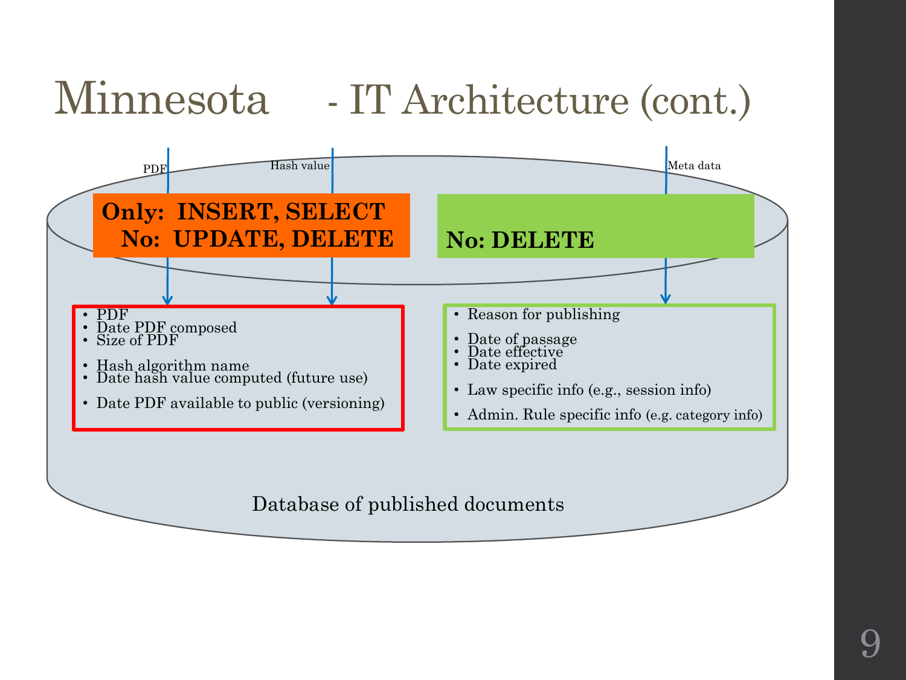# Minnesota - IT Architecture (cont.)

PDF

Hash value

Meta data

**Only: INSERT, SELECT**
**No: UPDATE, DELETE**

- PDF
- Date PDF composed
- Size of PDF
- Hash algorithm name
- Date hash value computed (future use)
- Date PDF available to public (versioning)

**No: DELETE**

- Reason for publishing
- Date of passage
- Date effective
- Date expired
- Law specific info (e.g., session info)
- Admin. Rule specific info (e.g. category info)

Database of published documents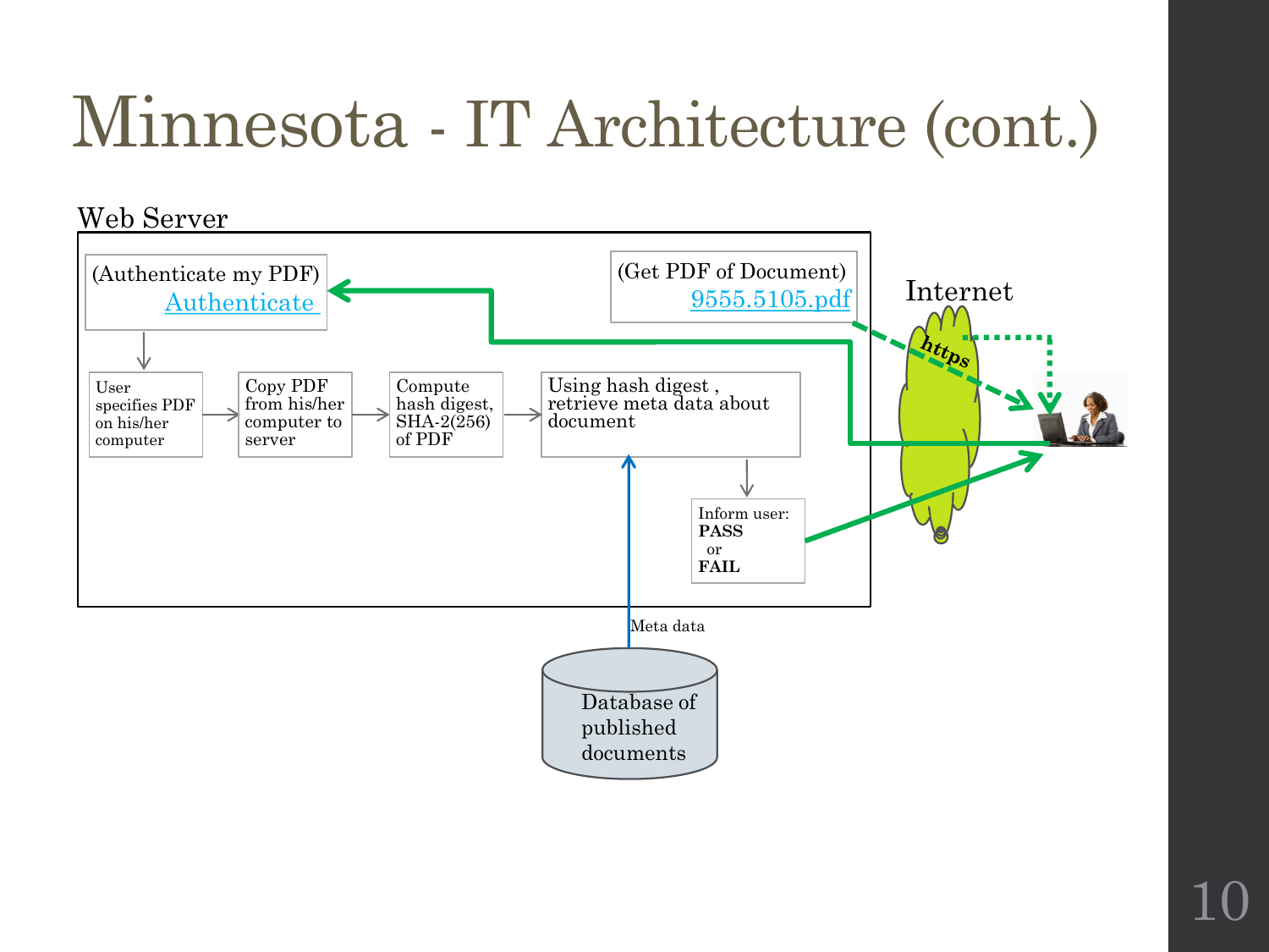# Minnesota - IT Architecture (cont.)

Web Server

(Authenticate my PDF)
Authenticate

(Get PDF of Document)
9555.5105.pdf

Internet

https

User specifies PDF on his/her computer → Copy PDF from his/her computer to server → Compute hash digest, SHA-2(256) of PDF → Using hash digest, retrieve meta data about document

Inform user: **PASS** or **FAIL**

Meta data

Database of published documents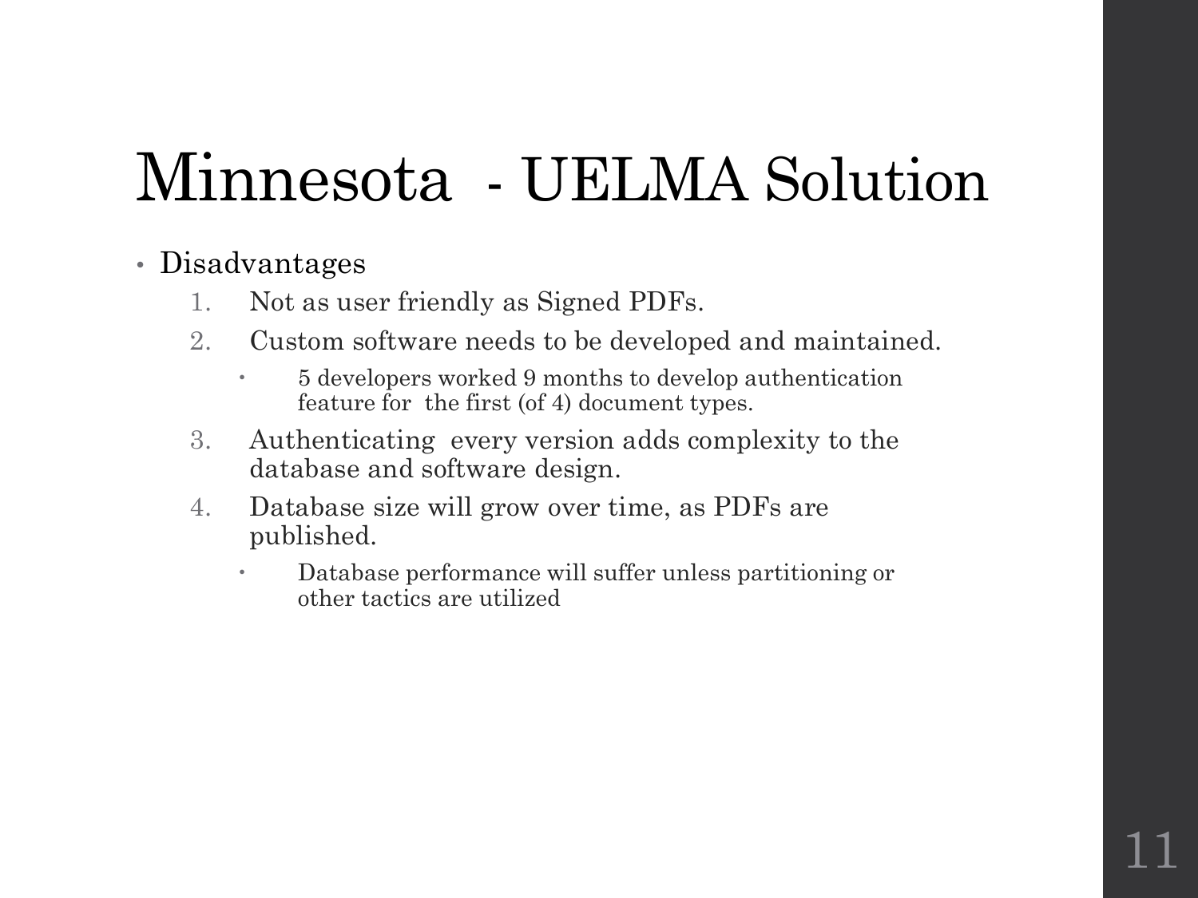# Minnesota - UELMA Solution

- Disadvantages
  1. Not as user friendly as Signed PDFs.
  2. Custom software needs to be developed and maintained.
     - 5 developers worked 9 months to develop authentication feature for the first (of 4) document types.
  3. Authenticating every version adds complexity to the database and software design.
  4. Database size will grow over time, as PDFs are published.
     - Database performance will suffer unless partitioning or other tactics are utilized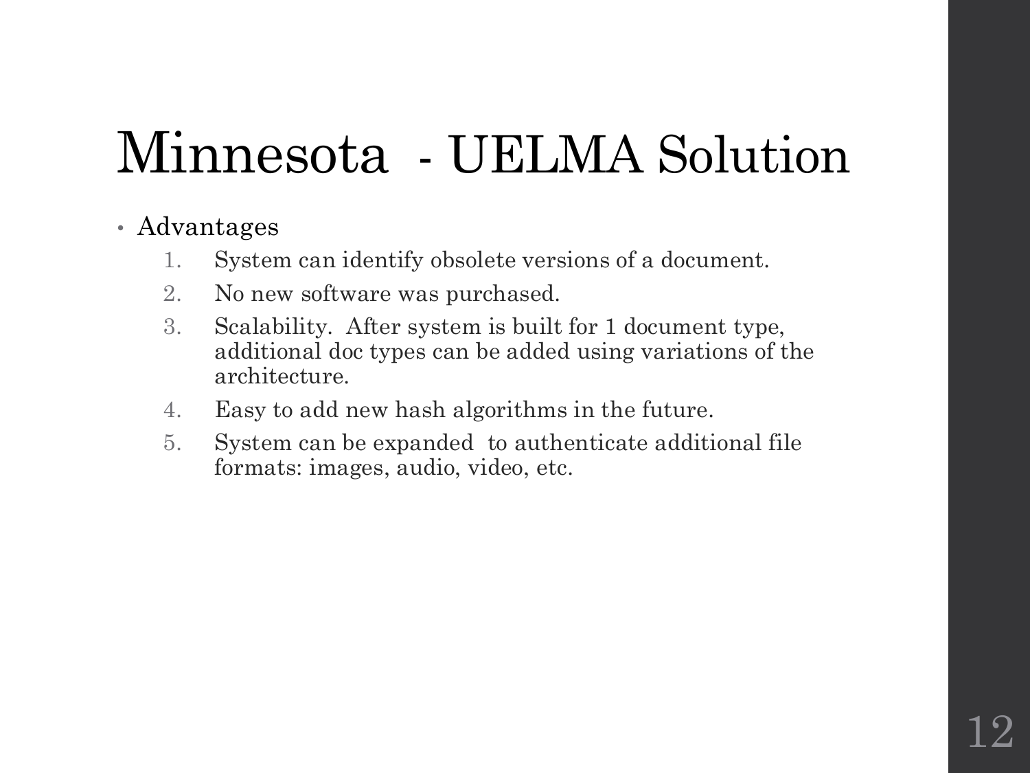# Minnesota - UELMA Solution

- Advantages
  1. System can identify obsolete versions of a document.
  2. No new software was purchased.
  3. Scalability. After system is built for 1 document type, additional doc types can be added using variations of the architecture.
  4. Easy to add new hash algorithms in the future.
  5. System can be expanded to authenticate additional file formats: images, audio, video, etc.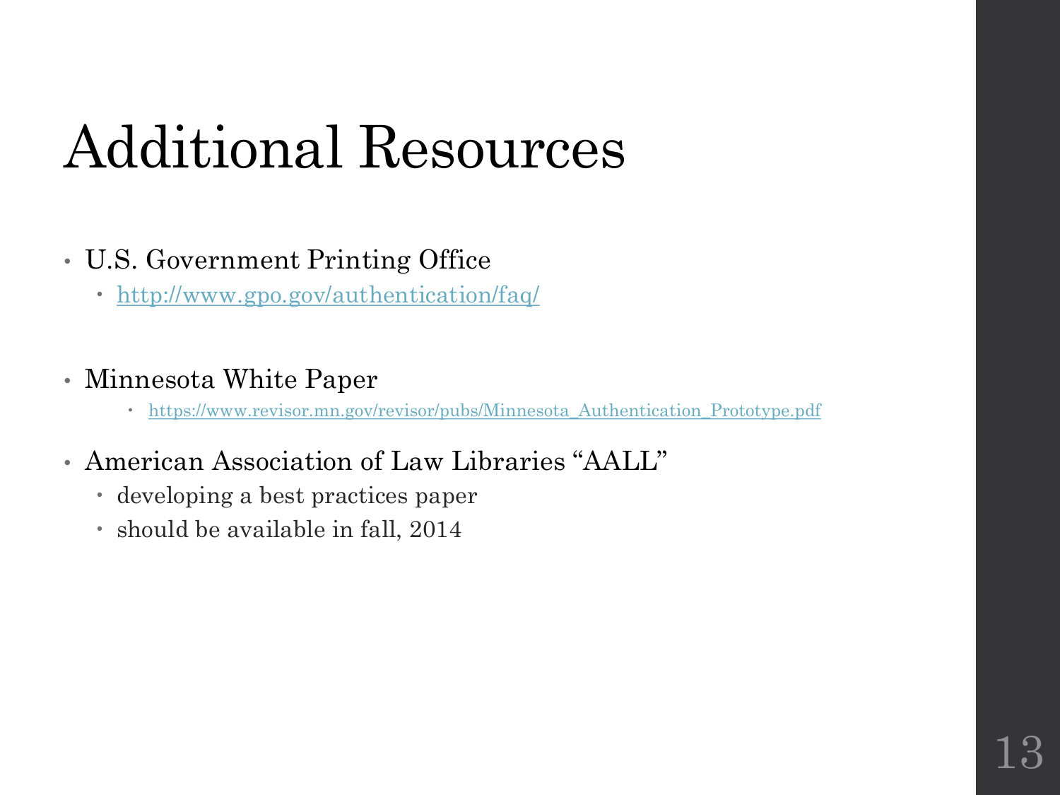# Additional Resources

- U.S. Government Printing Office
  - http://www.gpo.gov/authentication/faq/
- Minnesota White Paper
  - https://www.revisor.mn.gov/revisor/pubs/Minnesota_Authentication_Prototype.pdf
- American Association of Law Libraries "AALL"
  - developing a best practices paper
  - should be available in fall, 2014